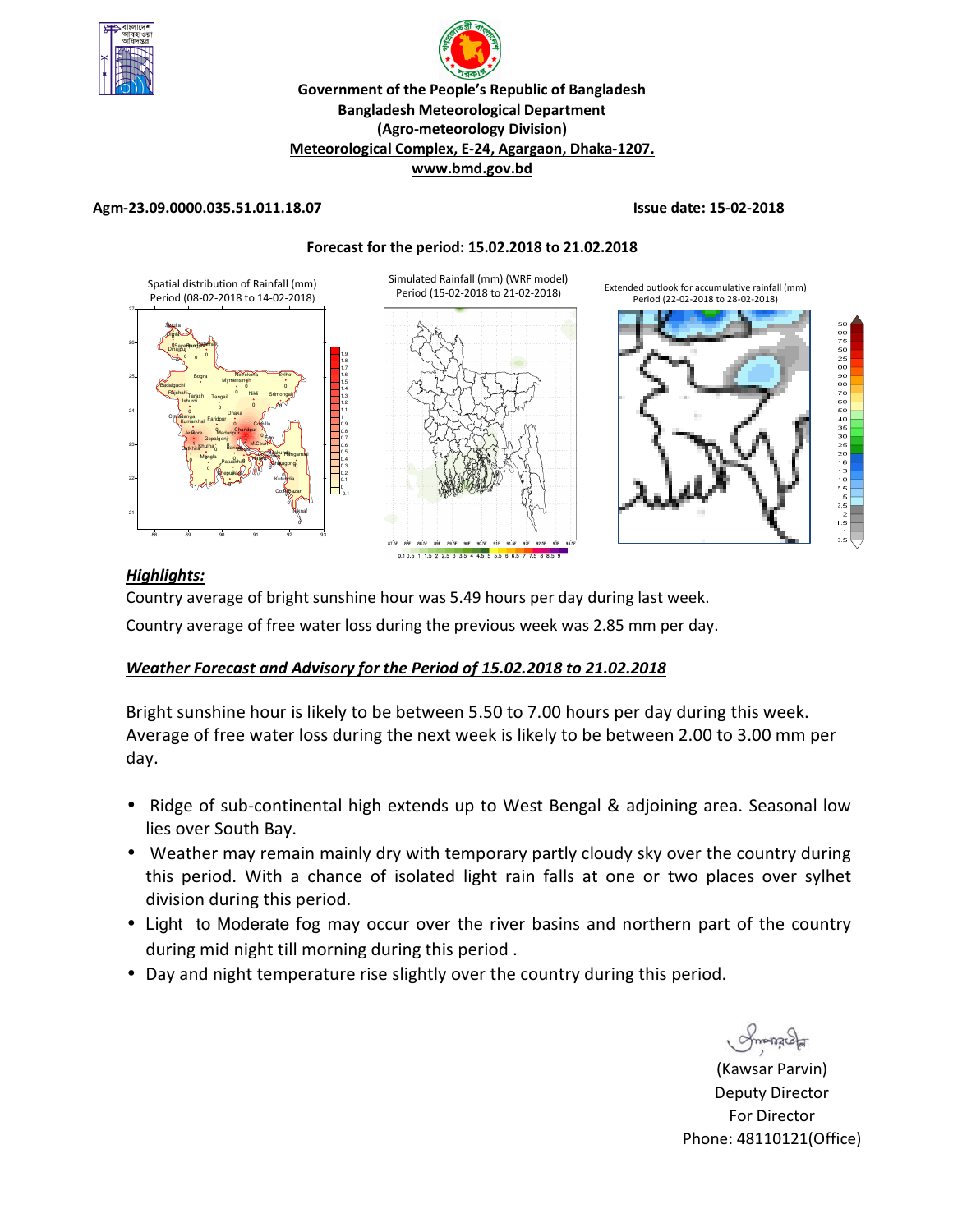**Government of the People's Republic of Bangladesh**
**Bangladesh Meteorological Department**
**(Agro-meteorology Division)**
**Meteorological Complex, E-24, Agargaon, Dhaka-1207.**
**www.bmd.gov.bd**

**Agm-23.09.0000.035.51.011.18.07** **Issue date: 15-02-2018**

**Forecast for the period: 15.02.2018 to 21.02.2018**

Spatial distribution of Rainfall (mm) Period (08-02-2018 to 14-02-2018)

Simulated Rainfall (mm) (WRF model) Period (15-02-2018 to 21-02-2018)

Extended outlook for accumulative rainfall (mm) Period (22-02-2018 to 28-02-2018)

## *Highlights:*

Country average of bright sunshine hour was 5.49 hours per day during last week.

Country average of free water loss during the previous week was 2.85 mm per day.

## *Weather Forecast and Advisory for the Period of 15.02.2018 to 21.02.2018*

Bright sunshine hour is likely to be between 5.50 to 7.00 hours per day during this week. Average of free water loss during the next week is likely to be between 2.00 to 3.00 mm per day.

- Ridge of sub-continental high extends up to West Bengal & adjoining area. Seasonal low lies over South Bay.
- Weather may remain mainly dry with temporary partly cloudy sky over the country during this period. With a chance of isolated light rain falls at one or two places over sylhet division during this period.
- Light to Moderate fog may occur over the river basins and northern part of the country during mid night till morning during this period .
- Day and night temperature rise slightly over the country during this period.

(Kawsar Parvin)
Deputy Director
For Director
Phone: 48110121(Office)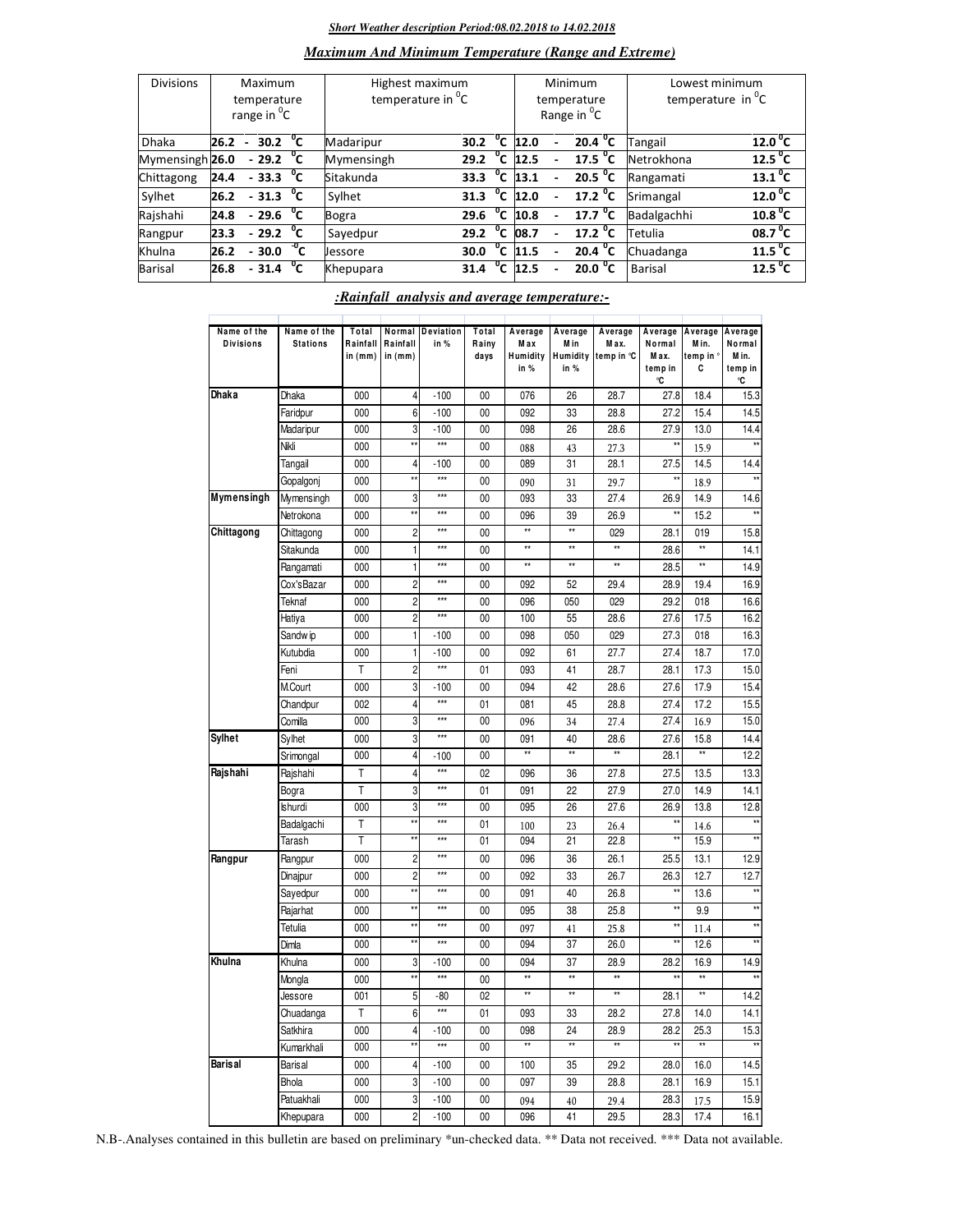***Short Weather description Period:08.02.2018 to 14.02.2018***

***Maximum And Minimum Temperature (Range and Extreme)***

| Divisions | Maximum temperature range in $^{0}$C | Highest maximum temperature in $^{0}$C | | Minimum temperature Range in $^{0}$C | Lowest minimum temperature in $^{0}$C | |
|---|---|---|---|---|---|---|
| Dhaka | 26.2 - 30.2 $^{0}$C | Madaripur | 30.2 $^{0}$C | 12.0 - 20.4 $^{0}$C | Tangail | 12.0 $^{0}$C |
| Mymensingh | 26.0 - 29.2 $^{0}$C | Mymensingh | 29.2 $^{0}$C | 12.5 - 17.5 $^{0}$C | Netrokhona | 12.5 $^{0}$C |
| Chittagong | 24.4 - 33.3 $^{0}$C | Sitakunda | 33.3 $^{0}$C | 13.1 - 20.5 $^{0}$C | Rangamati | 13.1 $^{0}$C |
| Sylhet | 26.2 - 31.3 $^{0}$C | Sylhet | 31.3 $^{0}$C | 12.0 - 17.2 $^{0}$C | Srimangal | 12.0 $^{0}$C |
| Rajshahi | 24.8 - 29.6 $^{0}$C | Bogra | 29.6 $^{0}$C | 10.8 - 17.7 $^{0}$C | Badalgachhi | 10.8 $^{0}$C |
| Rangpur | 23.3 - 29.2 $^{0}$C | Sayedpur | 29.2 $^{0}$C | 08.7 - 17.2 $^{0}$C | Tetulia | 08.7 $^{0}$C |
| Khulna | 26.2 - 30.0 $^{0}$C | Jessore | 30.0 $^{0}$C | 11.5 - 20.4 $^{0}$C | Chuadanga | 11.5 $^{0}$C |
| Barisal | 26.8 - 31.4 $^{0}$C | Khepupara | 31.4 $^{0}$C | 12.5 - 20.0 $^{0}$C | Barisal | 12.5 $^{0}$C |

***:Rainfall analysis and average temperature:-***

| Name of the Divisions | Name of the Stations | Total Rainfall in (mm) | Normal Rainfall in (mm) | Deviation in % | Total Rainy days | Average Max Humidity in % | Average Min Humidity in % | Average Max. temp in ℃ | Average Normal Max. temp in ℃ | Average Min. temp in ℃ | Average Normal Min. temp in ℃ |
|---|---|---|---|---|---|---|---|---|---|---|---|
| Dhaka | Dhaka | 000 | 4 | -100 | 00 | 076 | 26 | 28.7 | 27.8 | 18.4 | 15.3 |
| | Faridpur | 000 | 6 | -100 | 00 | 092 | 33 | 28.8 | 27.2 | 15.4 | 14.5 |
| | Madaripur | 000 | 3 | -100 | 00 | 098 | 26 | 28.6 | 27.9 | 13.0 | 14.4 |
| | Nikli | 000 | ** | *** | 00 | 088 | 43 | 27.3 | ** | 15.9 | ** |
| | Tangail | 000 | 4 | -100 | 00 | 089 | 31 | 28.1 | 27.5 | 14.5 | 14.4 |
| | Gopalgonj | 000 | ** | *** | 00 | 090 | 31 | 29.7 | ** | 18.9 | ** |
| Mymensingh | Mymensingh | 000 | 3 | *** | 00 | 093 | 33 | 27.4 | 26.9 | 14.9 | 14.6 |
| | Netrokona | 000 | ** | *** | 00 | 096 | 39 | 26.9 | ** | 15.2 | ** |
| Chittagong | Chittagong | 000 | 2 | *** | 00 | ** | ** | 029 | 28.1 | 019 | 15.8 |
| | Sitakunda | 000 | 1 | *** | 00 | ** | ** | ** | 28.6 | ** | 14.1 |
| | Rangamati | 000 | 1 | *** | 00 | ** | ** | ** | 28.5 | ** | 14.9 |
| | Cox'sBazar | 000 | 2 | *** | 00 | 092 | 52 | 29.4 | 28.9 | 19.4 | 16.9 |
| | Teknaf | 000 | 2 | *** | 00 | 096 | 050 | 029 | 29.2 | 018 | 16.6 |
| | Hatiya | 000 | 2 | *** | 00 | 100 | 55 | 28.6 | 27.6 | 17.5 | 16.2 |
| | Sandwip | 000 | 1 | -100 | 00 | 098 | 050 | 029 | 27.3 | 018 | 16.3 |
| | Kutubdia | 000 | 1 | -100 | 00 | 092 | 61 | 27.7 | 27.4 | 18.7 | 17.0 |
| | Feni | T | 2 | *** | 01 | 093 | 41 | 28.7 | 28.1 | 17.3 | 15.0 |
| | M.Court | 000 | 3 | -100 | 00 | 094 | 42 | 28.6 | 27.6 | 17.9 | 15.4 |
| | Chandpur | 002 | 4 | *** | 01 | 081 | 45 | 28.8 | 27.4 | 17.2 | 15.5 |
| | Comilla | 000 | 3 | *** | 00 | 096 | 34 | 27.4 | 27.4 | 16.9 | 15.0 |
| Sylhet | Sylhet | 000 | 3 | *** | 00 | 091 | 40 | 28.6 | 27.6 | 15.8 | 14.4 |
| | Srimongal | 000 | 4 | -100 | 00 | ** | ** | ** | 28.1 | ** | 12.2 |
| Rajshahi | Rajshahi | T | 4 | *** | 02 | 096 | 36 | 27.8 | 27.5 | 13.5 | 13.3 |
| | Bogra | T | 3 | *** | 01 | 091 | 22 | 27.9 | 27.0 | 14.9 | 14.1 |
| | Ishurdi | 000 | 3 | *** | 00 | 095 | 26 | 27.6 | 26.9 | 13.8 | 12.8 |
| | Badalgachi | T | ** | *** | 01 | 100 | 23 | 26.4 | ** | 14.6 | ** |
| | Tarash | T | ** | *** | 01 | 094 | 21 | 22.8 | ** | 15.9 | ** |
| Rangpur | Rangpur | 000 | 2 | *** | 00 | 096 | 36 | 26.1 | 25.5 | 13.1 | 12.9 |
| | Dinajpur | 000 | 2 | *** | 00 | 092 | 33 | 26.7 | 26.3 | 12.7 | 12.7 |
| | Sayedpur | 000 | ** | *** | 00 | 091 | 40 | 26.8 | ** | 13.6 | ** |
| | Rajarhat | 000 | ** | *** | 00 | 095 | 38 | 25.8 | ** | 9.9 | ** |
| | Tetulia | 000 | ** | *** | 00 | 097 | 41 | 25.8 | ** | 11.4 | ** |
| | Dimla | 000 | ** | *** | 00 | 094 | 37 | 26.0 | ** | 12.6 | ** |
| Khulna | Khulna | 000 | 3 | -100 | 00 | 094 | 37 | 28.9 | 28.2 | 16.9 | 14.9 |
| | Mongla | 000 | ** | *** | 00 | ** | ** | ** | ** | ** | ** |
| | Jessore | 001 | 5 | -80 | 02 | ** | ** | ** | 28.1 | ** | 14.2 |
| | Chuadanga | T | 6 | *** | 01 | 093 | 33 | 28.2 | 27.8 | 14.0 | 14.1 |
| | Satkhira | 000 | 4 | -100 | 00 | 098 | 24 | 28.9 | 28.2 | 25.3 | 15.3 |
| | Kumarkhali | 000 | ** | *** | 00 | ** | ** | ** | ** | ** | ** |
| Barisal | Barisal | 000 | 4 | -100 | 00 | 100 | 35 | 29.2 | 28.0 | 16.0 | 14.5 |
| | Bhola | 000 | 3 | -100 | 00 | 097 | 39 | 28.8 | 28.1 | 16.9 | 15.1 |
| | Patuakhali | 000 | 3 | -100 | 00 | 094 | 40 | 29.4 | 28.3 | 17.5 | 15.9 |
| | Khepupara | 000 | 2 | -100 | 00 | 096 | 41 | 29.5 | 28.3 | 17.4 | 16.1 |

N.B-.Analyses contained in this bulletin are based on preliminary *un-checked data. ** Data not received. *** Data not available.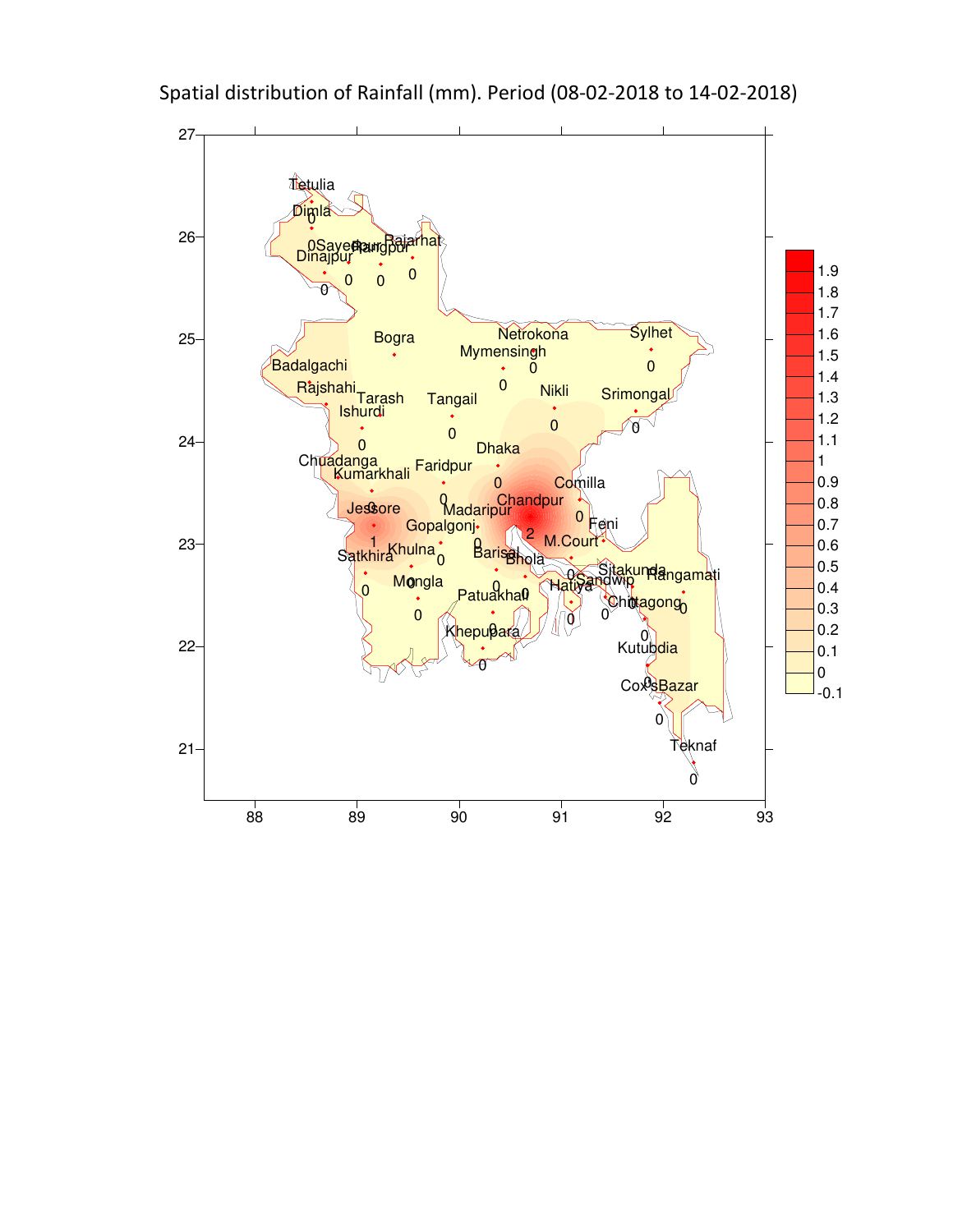Spatial distribution of Rainfall (mm). Period (08-02-2018 to 14-02-2018)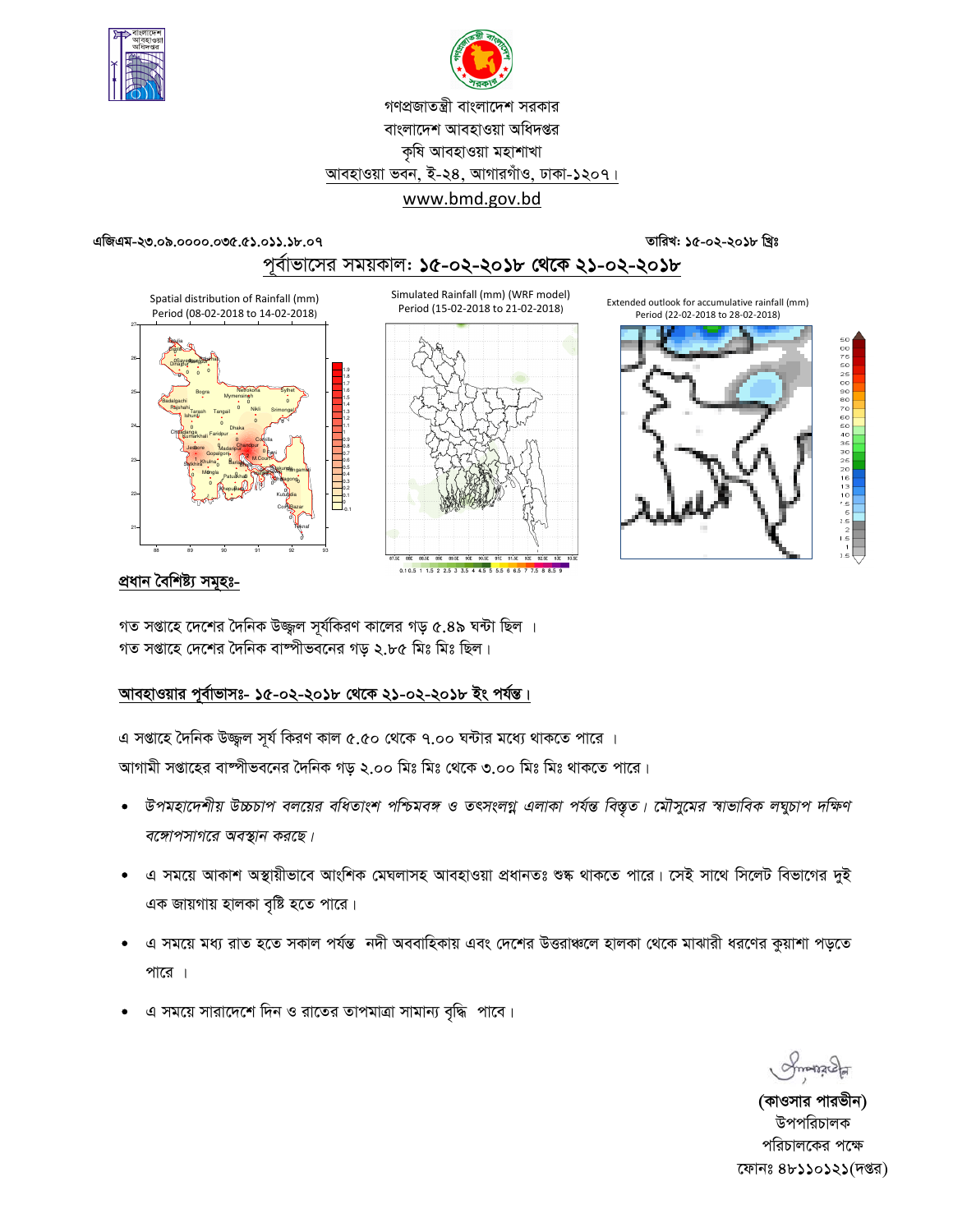গণপ্রজাতন্ত্রী বাংলাদেশ সরকার
বাংলাদেশ আবহাওয়া অধিদপ্তর
কৃষি আবহাওয়া মহাশাখা
আবহাওয়া ভবন, ই-২৪, আগারগাঁও, ঢাকা-১২০৭।
www.bmd.gov.bd

এজিএম-২৩.০৯.০০০০.০৩৫.৫১.০১১.১৮.০৭ তারিখ: ১৫-০২-২০১৮ খ্রিঃ

## পূর্বাভাসের সময়কাল: ১৫-০২-২০১৮ থেকে ২১-০২-২০১৮

Spatial distribution of Rainfall (mm) Period (08-02-2018 to 14-02-2018)

Simulated Rainfall (mm) (WRF model) Period (15-02-2018 to 21-02-2018)

Extended outlook for accumulative rainfall (mm) Period (22-02-2018 to 28-02-2018)

### প্রধান বৈশিষ্ট্য সমূহঃ-

গত সপ্তাহে দেশের দৈনিক উজ্জ্বল সূর্যকিরণ কালের গড় ৫.৪৯ ঘন্টা ছিল ।
গত সপ্তাহে দেশের দৈনিক বাষ্পীভবনের গড় ২.৮৫ মিঃ মিঃ ছিল।

### আবহাওয়ার পূর্বাভাসঃ- ১৫-০২-২০১৮ থেকে ২১-০২-২০১৮ ইং পর্যন্ত।

এ সপ্তাহে দৈনিক উজ্জ্বল সূর্য কিরণ কাল ৫.৫০ থেকে ৭.০০ ঘন্টার মধ্যে থাকতে পারে ।
আগামী সপ্তাহের বাষ্পীভবনের দৈনিক গড় ২.০০ মিঃ মিঃ থেকে ৩.০০ মিঃ মিঃ থাকতে পারে।

- *উপমহাদেশীয় উচ্চচাপ বলয়ের বর্ধিতাংশ পশ্চিমবঙ্গ ও তৎসংলগ্ন এলাকা পর্যন্ত বিস্তৃত। মৌসুমের স্বাভাবিক লঘুচাপ দক্ষিণ বঙ্গোপসাগরে অবস্থান করছে।*
- এ সময়ে আকাশ অস্থায়ীভাবে আংশিক মেঘলাসহ আবহাওয়া প্রধানতঃ শুষ্ক থাকতে পারে। সেই সাথে সিলেট বিভাগের দুই এক জায়গায় হালকা বৃষ্টি হতে পারে।
- এ সময়ে মধ্য রাত হতে সকাল পর্যন্ত নদী অববাহিকায় এবং দেশের উত্তরাঞ্চলে হালকা থেকে মাঝারী ধরণের কুয়াশা পড়তে পারে ।
- এ সময়ে সারাদেশে দিন ও রাতের তাপমাত্রা সামান্য বৃদ্ধি পাবে।

**(কাওসার পারভীন)**
উপপরিচালক
পরিচালকের পক্ষে
ফোনঃ ৪৮১১০১২১(দপ্তর)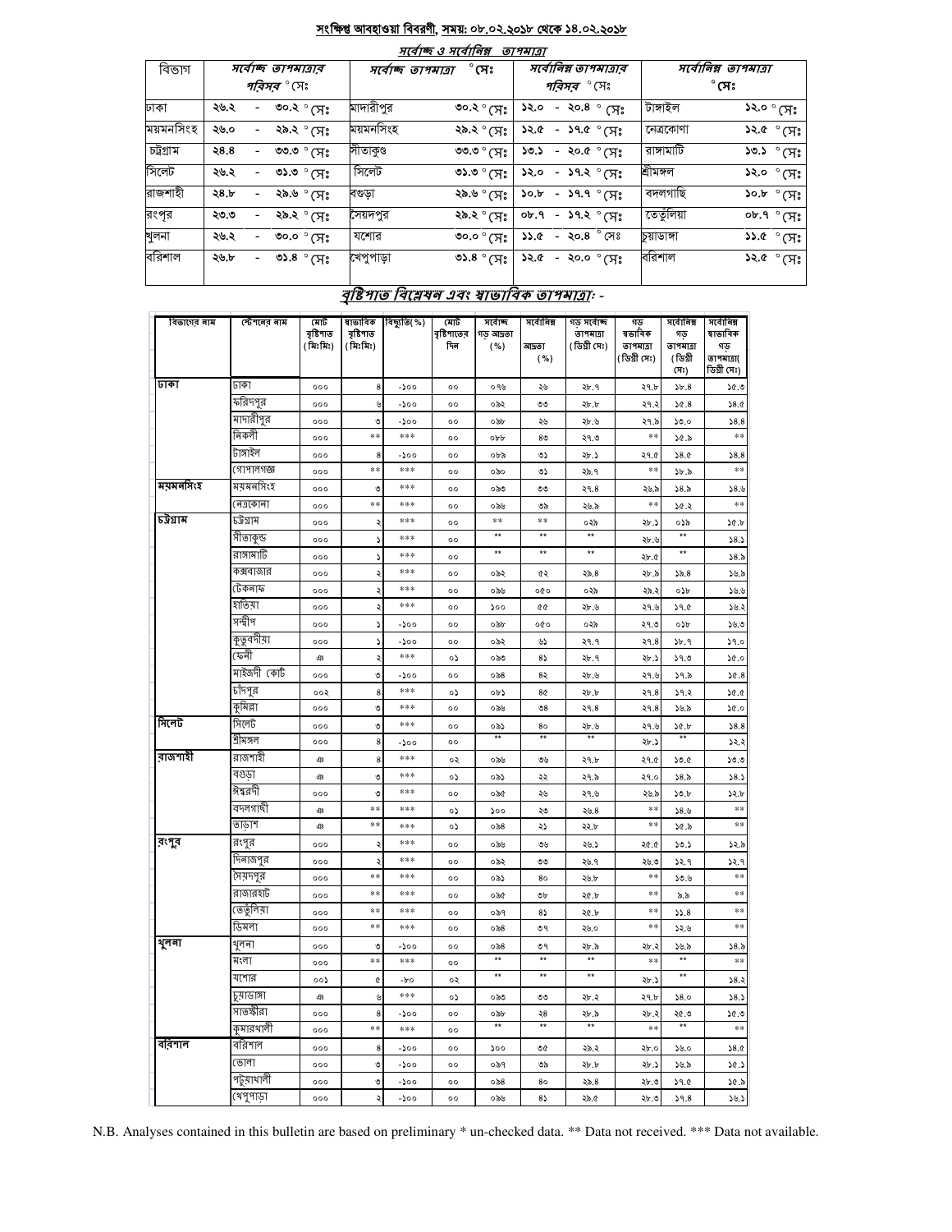## সংক্ষিপ্ত আবহাওয়া বিবরণী, সময়: ০৮.০২.২০১৮ থেকে ১৪.০২.২০১৮

### সর্বোচ্চ ও সর্বোনিম্ন তাপমাত্রা

| বিভাগ | সর্বোচ্চ তাপমাত্রার পরিসর °সেঃ | সর্বোচ্চ তাপমাত্রা °সেঃ | | সর্বোনিম্ন তাপমাত্রার পরিসর °সেঃ | সর্বোনিম্ন তাপমাত্রা °সেঃ | |
|---|---|---|---|---|---|---|
| ঢাকা | ২৬.২ - ৩০.২ °সেঃ | মাদারীপুর | ৩০.২ °সেঃ | ১২.০ - ২০.৪ °সেঃ | টাঙ্গাইল | ১২.০ °সেঃ |
| ময়মনসিংহ | ২৬.০ - ২৯.২ °সেঃ | ময়মনসিংহ | ২৯.২ °সেঃ | ১২.৫ - ১৭.৫ °সেঃ | নেত্রকোণা | ১২.৫ °সেঃ |
| চট্টগ্রাম | ২৪.৪ - ৩৩.৩ °সেঃ | সীতাকুণ্ড | ৩৩.৩ °সেঃ | ১৩.১ - ২০.৫ °সেঃ | রাঙ্গামাটি | ১৩.১ °সেঃ |
| সিলেট | ২৬.২ - ৩১.৩ °সেঃ | সিলেট | ৩১.৩ °সেঃ | ১২.০ - ১৭.২ °সেঃ | শ্রীমঙ্গল | ১২.০ °সেঃ |
| রাজশাহী | ২৪.৮ - ২৯.৬ °সেঃ | বগুড়া | ২৯.৬ °সেঃ | ১০.৮ - ১৭.৭ °সেঃ | বদলগাছি | ১০.৮ °সেঃ |
| রংপুর | ২৩.৩ - ২৯.২ °সেঃ | সৈয়দপুর | ২৯.২ °সেঃ | ০৮.৭ - ১৭.২ °সেঃ | তেতুঁলিয়া | ০৮.৭ °সেঃ |
| খুলনা | ২৬.২ - ৩০.০ °সেঃ | যশোর | ৩০.০ °সেঃ | ১১.৫ - ২০.৪ °সেঃ | চুয়াডাঙ্গা | ১১.৫ °সেঃ |
| বরিশাল | ২৬.৮ - ৩১.৪ °সেঃ | খেপুপাড়া | ৩১.৪ °সেঃ | ১২.৫ - ২০.০ °সেঃ | বরিশাল | ১২.৫ °সেঃ |

### বৃষ্টিপাত বিশ্লেষণ এবং স্বাভাবিক তাপমাত্রাঃ -

| বিভাগের নাম | স্টেশনের নাম | মোট বৃষ্টিপাত (মিঃমিঃ) | স্বাভাবিক বৃষ্টিপাত (মিঃমিঃ) | বিচ্যুতি(%) | মোট বৃষ্টিপাতের দিন | সর্বোচ্চ গড় আদ্রতা (%) | সর্বোনিম্ন আদ্রতা (%) | গড় সর্বোচ্চ তাপমাত্রা (ডিগ্রী সেঃ) | গড় স্বাভাবিক তাপমাত্রা (ডিগ্রী সেঃ) | সর্বোনিম্ন গড় তাপমাত্রা (ডিগ্রী সেঃ) | সর্বোনিম্ন স্বাভাবিক গড় তাপমাত্রা( ডিগ্রী সেঃ) |
|---|---|---|---|---|---|---|---|---|---|---|---|
| ঢাকা | ঢাকা | ০০০ | ৪ | -১০০ | ০০ | ০৭৬ | ২৬ | ২৮.৭ | ২৭.৮ | ১৮.৪ | ১৫.৩ |
| | ফরিদপুর | ০০০ | ৬ | -১০০ | ০০ | ০৯২ | ৩৩ | ২৮.৮ | ২৭.২ | ১৫.৪ | ১৪.৫ |
| | মাদারীপুর | ০০০ | ৩ | -১০০ | ০০ | ০৯৮ | ২৬ | ২৮.৬ | ২৭.৯ | ১৩.০ | ১৪.৪ |
| | নিকলী | ০০০ | ** | *** | ০০ | ০৮৮ | ৪৩ | ২৭.৩ | ** | ১৫.৯ | ** |
| | টাঙ্গাইল | ০০০ | ৪ | -১০০ | ০০ | ০৮৯ | ৩১ | ২৮.১ | ২৭.৫ | ১৪.৫ | ১৪.৪ |
| | গোপালগঞ্জ | ০০০ | ** | *** | ০০ | ০৯০ | ৩১ | ২৯.৭ | ** | ১৮.৯ | ** |
| ময়মনসিংহ | ময়মনসিংহ | ০০০ | ৩ | *** | ০০ | ০৯৩ | ৩৩ | ২৭.৪ | ২৬.৯ | ১৪.৯ | ১৪.৬ |
| | নেত্রকোনা | ০০০ | ** | *** | ০০ | ০৯৬ | ৩৯ | ২৬.৯ | ** | ১৫.২ | ** |
| চট্টগ্রাম | চট্টগ্রাম | ০০০ | ২ | *** | ০০ | ** | ** | ০২৯ | ২৮.১ | ০১৯ | ১৫.৮ |
| | সীতাকুন্ড | ০০০ | ১ | *** | ০০ | ** | ** | ** | ২৮.৬ | ** | ১৪.১ |
| | রাঙ্গামাটি | ০০০ | ১ | *** | ০০ | ** | ** | ** | ২৮.৫ | ** | ১৪.৯ |
| | কক্সবাজার | ০০০ | ২ | *** | ০০ | ০৯২ | ৫২ | ২৯.৪ | ২৮.৯ | ১৯.৪ | ১৬.৯ |
| | টেকনাফ | ০০০ | ২ | *** | ০০ | ০৯৬ | ০৫০ | ০২৯ | ২৯.২ | ০১৮ | ১৬.৬ |
| | হাতিয়া | ০০০ | ২ | *** | ০০ | ১০০ | ৫৫ | ২৮.৬ | ২৭.৬ | ১৭.৫ | ১৬.২ |
| | সন্দ্বীপ | ০০০ | ১ | -১০০ | ০০ | ০৯৮ | ০৫০ | ০২৯ | ২৭.৩ | ০১৮ | ১৬.৩ |
| | কুতুবদীয়া | ০০০ | ১ | -১০০ | ০০ | ০৯২ | ৬১ | ২৭.৭ | ২৭.৪ | ১৮.৭ | ১৭.০ |
| | ফেনী | ঞ | ২ | *** | ০১ | ০৯৩ | ৪১ | ২৮.৭ | ২৮.১ | ১৭.৩ | ১৫.০ |
| | মাইজদী কোর্ট | ০০০ | ৩ | -১০০ | ০০ | ০৯৪ | ৪২ | ২৮.৬ | ২৭.৬ | ১৭.৯ | ১৫.৪ |
| | চাঁদপুর | ০০২ | ৪ | *** | ০১ | ০৮১ | ৪৫ | ২৮.৮ | ২৭.৪ | ১৭.২ | ১৫.৫ |
| | কুমিল্লা | ০০০ | ৩ | *** | ০০ | ০৯৬ | ৩৪ | ২৭.৪ | ২৭.৪ | ১৬.৯ | ১৫.০ |
| সিলেট | সিলেট | ০০০ | ৩ | *** | ০০ | ০৯১ | ৪০ | ২৮.৬ | ২৭.৬ | ১৫.৮ | ১৪.৪ |
| | শ্রীমঙ্গল | ০০০ | ৪ | -১০০ | ০০ | ** | ** | ** | ২৮.১ | ** | ১২.২ |
| রাজশাহী | রাজশাহী | ঞ | ৪ | *** | ০২ | ০৯৬ | ৩৬ | ২৭.৮ | ২৭.৫ | ১৩.৫ | ১৩.৩ |
| | বগুড়া | ঞ | ৩ | *** | ০১ | ০৯১ | ২২ | ২৭.৯ | ২৭.০ | ১৪.৯ | ১৪.১ |
| | ঈশ্বরদী | ০০০ | ৩ | *** | ০০ | ০৯৫ | ২৬ | ২৭.৬ | ২৬.৯ | ১৩.৮ | ১২.৮ |
| | বদলগাছী | ঞ | ** | *** | ০১ | ১০০ | ২৩ | ২৬.৪ | ** | ১৪.৬ | ** |
| | তাড়াশ | ঞ | ** | *** | ০১ | ০৯৪ | ২১ | ২২.৮ | ** | ১৫.৯ | ** |
| রংপুর | রংপুর | ০০০ | ২ | *** | ০০ | ০৯৬ | ৩৬ | ২৬.১ | ২৫.৫ | ১৩.১ | ১২.৯ |
| | দিনাজপুর | ০০০ | ২ | *** | ০০ | ০৯২ | ৩৩ | ২৬.৭ | ২৬.৩ | ১২.৭ | ১২.৭ |
| | সৈয়দপুর | ০০০ | ** | *** | ০০ | ০৯১ | ৪০ | ২৬.৮ | ** | ১৩.৬ | ** |
| | রাজারহাট | ০০০ | ** | *** | ০০ | ০৯৫ | ৩৮ | ২৫.৮ | ** | ৯.৯ | ** |
| | তেতুঁলিয়া | ০০০ | ** | *** | ০০ | ০৯৭ | ৪১ | ২৫.৮ | ** | ১১.৪ | ** |
| | ডিমলা | ০০০ | ** | *** | ০০ | ০৯৪ | ৩৭ | ২৬.০ | ** | ১২.৬ | ** |
| খুলনা | খুলনা | ০০০ | ৩ | -১০০ | ০০ | ০৯৪ | ৩৭ | ২৮.৯ | ২৮.২ | ১৬.৯ | ১৪.৯ |
| | মংলা | ০০০ | ** | *** | ০০ | ** | ** | ** | ** | ** | ** |
| | যশোর | ০০১ | ৫ | -৮০ | ০২ | ** | ** | ** | ২৮.১ | ** | ১৪.২ |
| | চুয়াডাঙ্গা | ঞ | ৬ | *** | ০১ | ০৯৩ | ৩৩ | ২৮.২ | ২৭.৮ | ১৪.০ | ১৪.১ |
| | সাতক্ষীরা | ০০০ | ৪ | -১০০ | ০০ | ০৯৮ | ২৪ | ২৮.৯ | ২৮.২ | ২৫.৩ | ১৫.৩ |
| | কুমারখালী | ০০০ | ** | *** | ০০ | ** | ** | ** | ** | ** | ** |
| বরিশাল | বরিশাল | ০০০ | ৪ | -১০০ | ০০ | ১০০ | ৩৫ | ২৯.২ | ২৮.০ | ১৬.০ | ১৪.৫ |
| | ভোলা | ০০০ | ৩ | -১০০ | ০০ | ০৯৭ | ৩৯ | ২৮.৮ | ২৮.১ | ১৬.৯ | ১৫.১ |
| | পটুয়াখালী | ০০০ | ৩ | -১০০ | ০০ | ০৯৪ | ৪০ | ২৯.৪ | ২৮.৩ | ১৭.৫ | ১৫.৯ |
| | খেপুপাড়া | ০০০ | ২ | -১০০ | ০০ | ০৯৬ | ৪১ | ২৯.৫ | ২৮.৩ | ১৭.৪ | ১৬.১ |

N.B. Analyses contained in this bulletin are based on preliminary * un-checked data. ** Data not received. *** Data not available.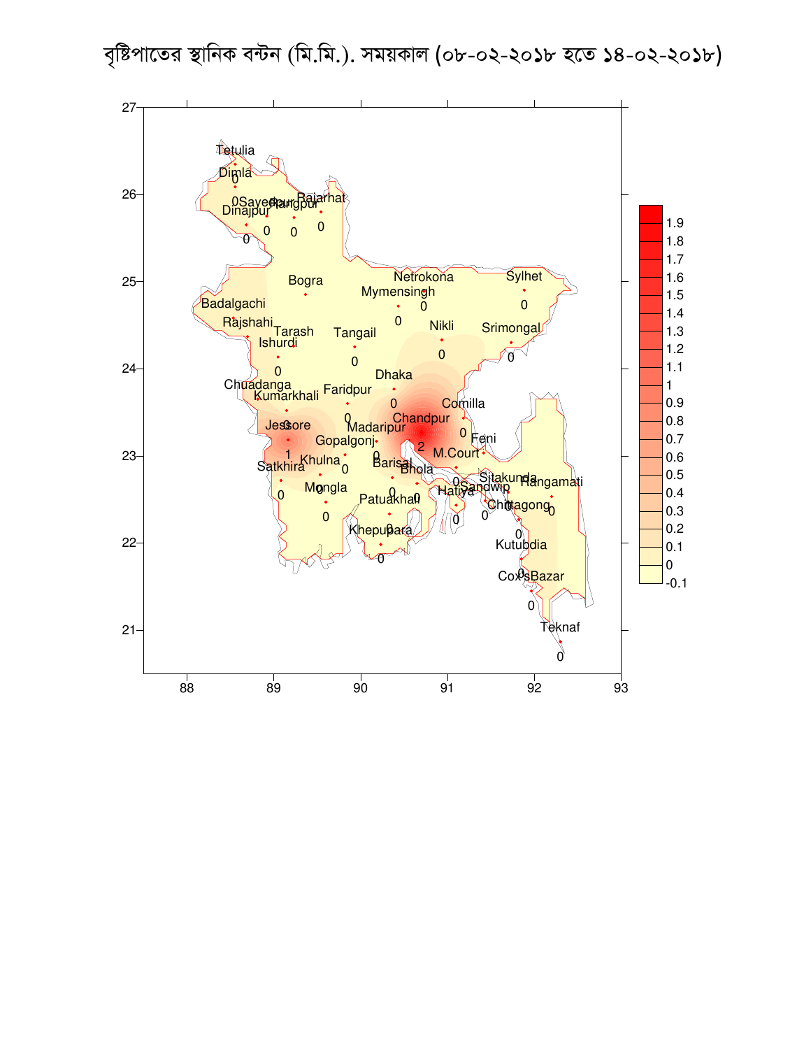# বৃষ্টিপাতের স্থানিক বন্টন (মি.মি.). সময়কাল (০৮-০২-২০১৮ হতে ১৪-০২-২০১৮)

27
26
25
24
23
22
21

88
89
90
91
92
93

Tetulia
Dimla 0
Sayedpur 0
Rangpur 0
Rajarhat 0
Dinajpur 0
Bogra
Netrokona 0
Sylhet 0
Mymensingh 0
Badalgachi
Rajshahi
Tarash
Ishurdi 0
Tangail 0
Nikli 0
Srimongal 0
Chuadanga
Kumarkhali
Faridpur 0
Dhaka 0
Comilla 0
Jessore 1
Madaripur 0
Chandpur 2
Gopalgonj 0
Feni
M.Court 0
Satkhira 0
Khulna 0
Barisal 0
Bhola 0
Mongla 0
Sitakunda 0
Rangamati 0
Sandwip 0
Hatiya 0
Patuakhali 0
Chittagong 0
Khepupara 0
Kutubdia 0
CoxsBazar 0
Teknaf 0

1.9
1.8
1.7
1.6
1.5
1.4
1.3
1.2
1.1
1
0.9
0.8
0.7
0.6
0.5
0.4
0.3
0.2
0.1
0
-0.1